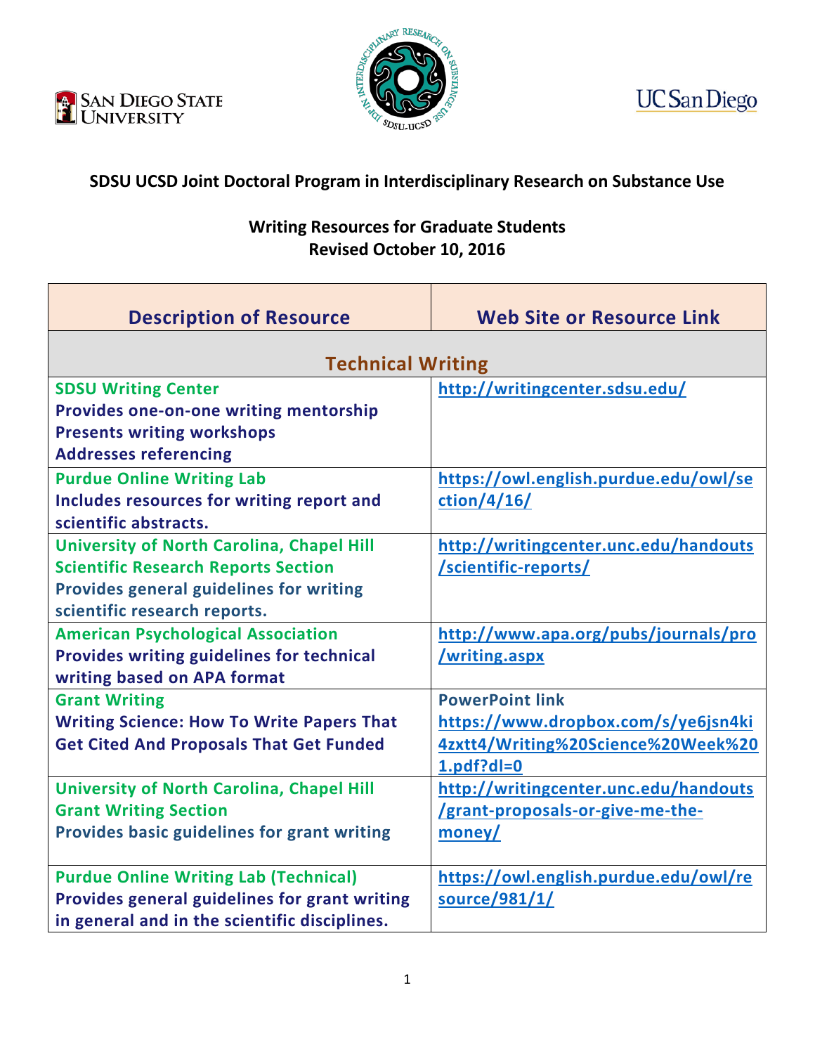## SDSU UCSD Joint Doctoral Program in Interdisciplinary Research on Substance Use

### Writing Resources for Graduate Students
### Revised October 10, 2016

| Description of Resource | Web Site or Resource Link |
|---|---|
| **Technical Writing** | |
| **SDSU Writing Center**<br>**Provides one-on-one writing mentorship**<br>**Presents writing workshops**<br>**Addresses referencing** | http://writingcenter.sdsu.edu/ |
| **Purdue Online Writing Lab**<br>**Includes resources for writing report and scientific abstracts.** | https://owl.english.purdue.edu/owl/section/4/16/ |
| **University of North Carolina, Chapel Hill**<br>**Scientific Research Reports Section**<br>**Provides general guidelines for writing scientific research reports.** | http://writingcenter.unc.edu/handouts/scientific-reports/ |
| **American Psychological Association**<br>**Provides writing guidelines for technical writing based on APA format** | http://www.apa.org/pubs/journals/pro/writing.aspx |
| **Grant Writing**<br>**Writing Science: How To Write Papers That Get Cited And Proposals That Get Funded** | **PowerPoint link**<br>https://www.dropbox.com/s/ye6jsn4ki4zxtt4/Writing%20Science%20Week%201.pdf?dl=0 |
| **University of North Carolina, Chapel Hill**<br>**Grant Writing Section**<br>**Provides basic guidelines for grant writing** | http://writingcenter.unc.edu/handouts/grant-proposals-or-give-me-the-money/ |
| **Purdue Online Writing Lab (Technical)**<br>**Provides general guidelines for grant writing in general and in the scientific disciplines.** | https://owl.english.purdue.edu/owl/resource/981/1/ |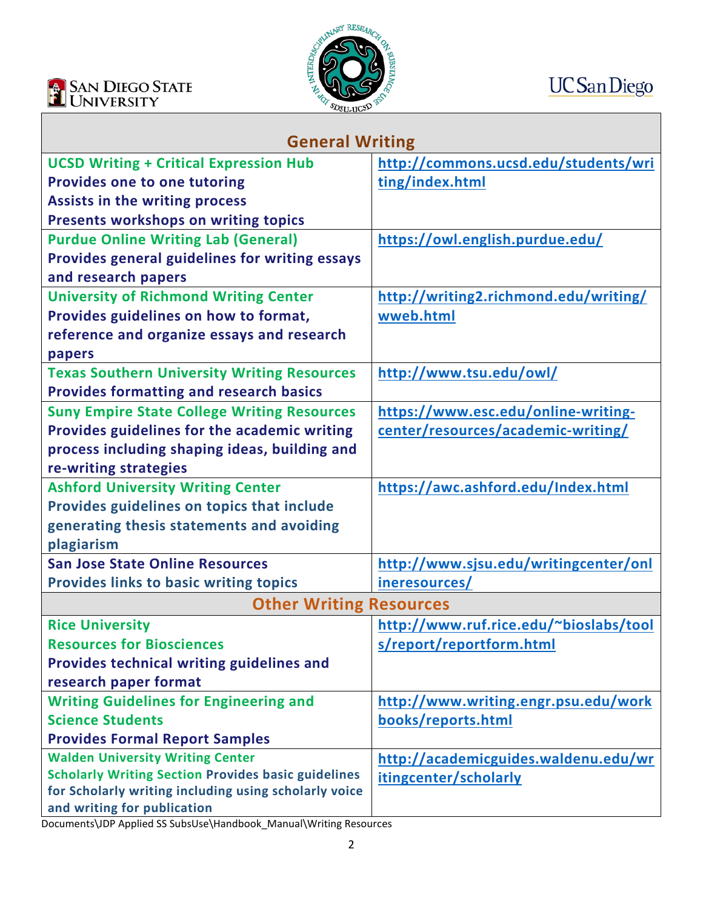| General Writing | |
|---|---|
| **UCSD Writing + Critical Expression Hub**<br>**Provides one to one tutoring**<br>**Assists in the writing process**<br>**Presents workshops on writing topics** | http://commons.ucsd.edu/students/writing/index.html |
| **Purdue Online Writing Lab (General)**<br>**Provides general guidelines for writing essays and research papers** | https://owl.english.purdue.edu/ |
| **University of Richmond Writing Center**<br>**Provides guidelines on how to format, reference and organize essays and research papers** | http://writing2.richmond.edu/writing/wweb.html |
| **Texas Southern University Writing Resources**<br>**Provides formatting and research basics** | http://www.tsu.edu/owl/ |
| **Suny Empire State College Writing Resources**<br>**Provides guidelines for the academic writing process including shaping ideas, building and re-writing strategies** | https://www.esc.edu/online-writing-center/resources/academic-writing/ |
| **Ashford University Writing Center**<br>**Provides guidelines on topics that include generating thesis statements and avoiding plagiarism** | https://awc.ashford.edu/Index.html |
| **San Jose State Online Resources**<br>**Provides links to basic writing topics** | http://www.sjsu.edu/writingcenter/onlineresources/ |
| **Other Writing Resources** | |
| **Rice University**<br>**Resources for Biosciences**<br>**Provides technical writing guidelines and research paper format** | http://www.ruf.rice.edu/~bioslabs/tools/report/reportform.html |
| **Writing Guidelines for Engineering and Science Students**<br>**Provides Formal Report Samples** | http://www.writing.engr.psu.edu/workbooks/reports.html |
| **Walden University Writing Center**<br>**Scholarly Writing Section Provides basic guidelines for Scholarly writing including using scholarly voice and writing for publication** | http://academicguides.waldenu.edu/writingcenter/scholarly |

Documents\JDP Applied SS SubsUse\Handbook_Manual\Writing Resources